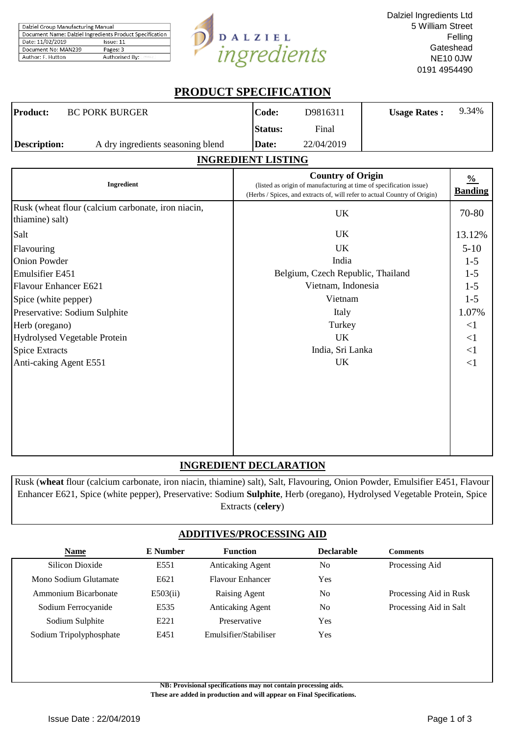| Dalziel Group Manufacturing Manual | |
|---|---|
| Document Name: Dalziel Ingredients Product Specification | |
| Date: 11/02/2019 | Issue: 11 |
| Document No: MAN239 | Pages: 3 |
| Author: F. Hutton | Authorised By: |

DALZIEL *ingredients*

Dalziel Ingredients Ltd
5 William Street
Felling
Gateshead
NE10 0JW
0191 4954490

# PRODUCT SPECIFICATION

| **Product:** | BC PORK BURGER | **Code:** | D9816311 | **Usage Rates :** | 9.34% |
|---|---|---|---|---|---|
| | | **Status:** | Final | | |
| **Description:** | A dry ingredients seasoning blend | **Date:** | 22/04/2019 | | |

## INGREDIENT LISTING

| Ingredient | Country of Origin (listed as origin of manufacturing at time of specification issue) (Herbs / Spices, and extracts of, will refer to actual Country of Origin) | % Banding |
|---|---|---|
| Rusk (wheat flour (calcium carbonate, iron niacin, thiamine) salt) | UK | 70-80 |
| Salt | UK | 13.12% |
| Flavouring | UK | 5-10 |
| Onion Powder | India | 1-5 |
| Emulsifier E451 | Belgium, Czech Republic, Thailand | 1-5 |
| Flavour Enhancer E621 | Vietnam, Indonesia | 1-5 |
| Spice (white pepper) | Vietnam | 1-5 |
| Preservative: Sodium Sulphite | Italy | 1.07% |
| Herb (oregano) | Turkey | <1 |
| Hydrolysed Vegetable Protein | UK | <1 |
| Spice Extracts | India, Sri Lanka | <1 |
| Anti-caking Agent E551 | UK | <1 |

## INGREDIENT DECLARATION

Rusk (**wheat** flour (calcium carbonate, iron niacin, thiamine) salt), Salt, Flavouring, Onion Powder, Emulsifier E451, Flavour Enhancer E621, Spice (white pepper), Preservative: Sodium **Sulphite**, Herb (oregano), Hydrolysed Vegetable Protein, Spice Extracts (**celery**)

## ADDITIVES/PROCESSING AID

| Name | E Number | Function | Declarable | Comments |
|---|---|---|---|---|
| Silicon Dioxide | E551 | Anticaking Agent | No | Processing Aid |
| Mono Sodium Glutamate | E621 | Flavour Enhancer | Yes | |
| Ammonium Bicarbonate | E503(ii) | Raising Agent | No | Processing Aid in Rusk |
| Sodium Ferrocyanide | E535 | Anticaking Agent | No | Processing Aid in Salt |
| Sodium Sulphite | E221 | Preservative | Yes | |
| Sodium Tripolyphosphate | E451 | Emulsifier/Stabiliser | Yes | |

**NB: Provisional specifications may not contain processing aids.**
**These are added in production and will appear on Final Specifications.**

Issue Date : 22/04/2019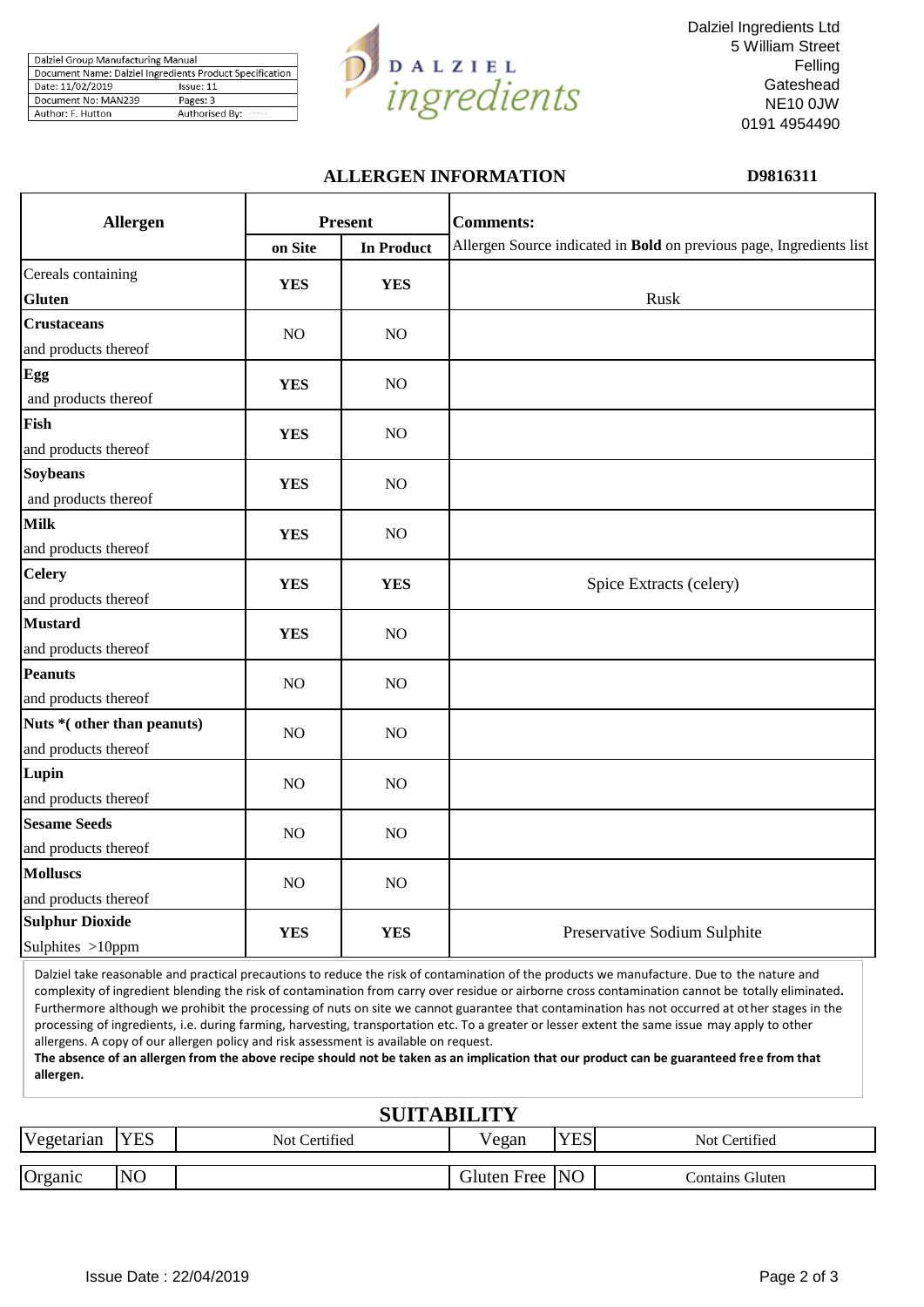| Dalziel Group Manufacturing Manual | |
|---|---|
| Document Name: Dalziel Ingredients Product Specification | |
| Date: 11/02/2019 | Issue: 11 |
| Document No: MAN239 | Pages: 3 |
| Author: F. Hutton | Authorised By: |

DALZIEL *ingredients*

Dalziel Ingredients Ltd
5 William Street
Felling
Gateshead
NE10 0JW
0191 4954490

## ALLERGEN INFORMATION

**D9816311**

| **Allergen** | **Present** | | **Comments:** |
|---|---|---|---|
| | **on Site** | **In Product** | Allergen Source indicated in **Bold** on previous page, Ingredients list |
| Cereals containing **Gluten** | **YES** | **YES** | Rusk |
| **Crustaceans** and products thereof | NO | NO | |
| **Egg** and products thereof | **YES** | NO | |
| **Fish** and products thereof | **YES** | NO | |
| **Soybeans** and products thereof | **YES** | NO | |
| **Milk** and products thereof | **YES** | NO | |
| **Celery** and products thereof | **YES** | **YES** | Spice Extracts (celery) |
| **Mustard** and products thereof | **YES** | NO | |
| **Peanuts** and products thereof | NO | NO | |
| **Nuts *( other than peanuts)** and products thereof | NO | NO | |
| **Lupin** and products thereof | NO | NO | |
| **Sesame Seeds** and products thereof | NO | NO | |
| **Molluscs** and products thereof | NO | NO | |
| **Sulphur Dioxide** Sulphites >10ppm | **YES** | **YES** | Preservative Sodium Sulphite |

Dalziel take reasonable and practical precautions to reduce the risk of contamination of the products we manufacture. Due to the nature and complexity of ingredient blending the risk of contamination from carry over residue or airborne cross contamination cannot be totally eliminated. Furthermore although we prohibit the processing of nuts on site we cannot guarantee that contamination has not occurred at other stages in the processing of ingredients, i.e. during farming, harvesting, transportation etc. To a greater or lesser extent the same issue may apply to other allergens. A copy of our allergen policy and risk assessment is available on request.
**The absence of an allergen from the above recipe should not be taken as an implication that our product can be guaranteed free from that allergen.**

## SUITABILITY

| | | | | | |
|---|---|---|---|---|---|
| Vegetarian | YES | Not Certified | Vegan | YES | Not Certified |
| Organic | NO | | Gluten Free | NO | Contains Gluten |

Issue Date : 22/04/2019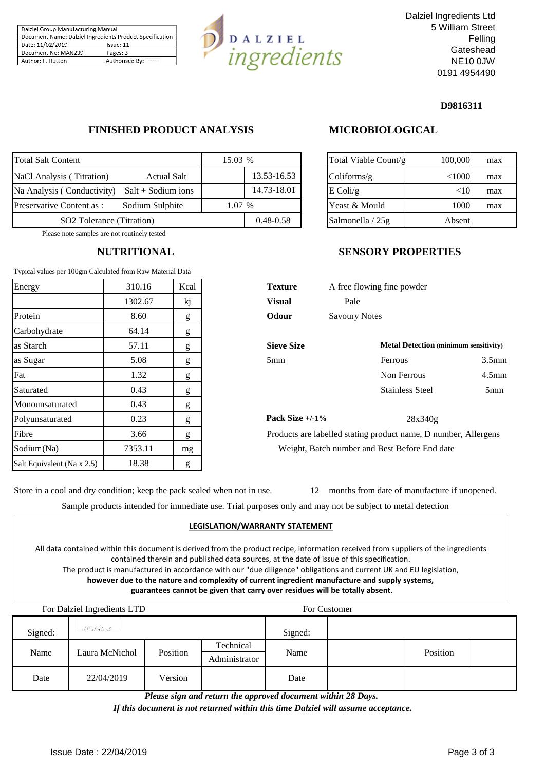| | |
|---|---|
| Dalziel Group Manufacturing Manual | |
| Document Name: Dalziel Ingredients Product Specification | |
| Date: 11/02/2019 | Issue: 11 |
| Document No: MAN239 | Pages: 3 |
| Author: F. Hutton | Authorised By: |

DALZIEL ingredients

Dalziel Ingredients Ltd
5 William Street
Felling
Gateshead
NE10 0JW
0191 4954490

**D9816311**

## FINISHED PRODUCT ANALYSIS

| | | | |
|---|---|---|---|
| Total Salt Content | | 15.03 % | |
| NaCl Analysis ( Titration) | Actual Salt | | 13.53-16.53 |
| Na Analysis ( Conductivity) | Salt + Sodium ions | | 14.73-18.01 |
| Preservative Content as : | Sodium Sulphite | 1.07 % | |
| SO2 Tolerance (Titration) | | | 0.48-0.58 |

Please note samples are not routinely tested

## MICROBIOLOGICAL

| | | |
|---|---|---|
| Total Viable Count/g | 100,000 | max |
| Coliforms/g | <1000 | max |
| E Coli/g | <10 | max |
| Yeast & Mould | 1000 | max |
| Salmonella / 25g | Absent | |

## NUTRITIONAL

Typical values per 100gm Calculated from Raw Material Data

| | | |
|---|---|---|
| Energy | 310.16 | Kcal |
| | 1302.67 | kj |
| Protein | 8.60 | g |
| Carbohydrate | 64.14 | g |
| as Starch | 57.11 | g |
| as Sugar | 5.08 | g |
| Fat | 1.32 | g |
| Saturated | 0.43 | g |
| Monounsaturated | 0.43 | g |
| Polyunsaturated | 0.23 | g |
| Fibre | 3.66 | g |
| Sodium (Na) | 7353.11 | mg |
| Salt Equivalent (Na x 2.5) | 18.38 | g |

## SENSORY PROPERTIES

**Texture** A free flowing fine powder

**Visual** Pale

**Odour** Savoury Notes

**Sieve Size**
5mm

**Metal Detection (minimum sensitivity)**

| | |
|---|---|
| Ferrous | 3.5mm |
| Non Ferrous | 4.5mm |
| Stainless Steel | 5mm |

**Pack Size +/-1%** 28x340g

Products are labelled stating product name, D number, Allergens Weight, Batch number and Best Before End date

Store in a cool and dry condition; keep the pack sealed when not in use. 12 months from date of manufacture if unopened.

Sample products intended for immediate use. Trial purposes only and may not be subject to metal detection

**LEGISLATION/WARRANTY STATEMENT**

All data contained within this document is derived from the product recipe, information received from suppliers of the ingredients contained therein and published data sources, at the date of issue of this specification.
The product is manufactured in accordance with our "due diligence" obligations and current UK and EU legislation, **however due to the nature and complexity of current ingredient manufacture and supply systems, guarantees cannot be given that carry over residues will be totally absent**.

| For Dalziel Ingredients LTD | | | | For Customer | | | |
|---|---|---|---|---|---|---|---|
| Signed: | LMcNichol | | | Signed: | | | |
| Name | Laura McNichol | Position | Technical Administrator | Name | | Position | |
| Date | 22/04/2019 | Version | | Date | | | |

***Please sign and return the approved document within 28 Days.***

***If this document is not returned within this time Dalziel will assume acceptance.***

Issue Date : 22/04/2019